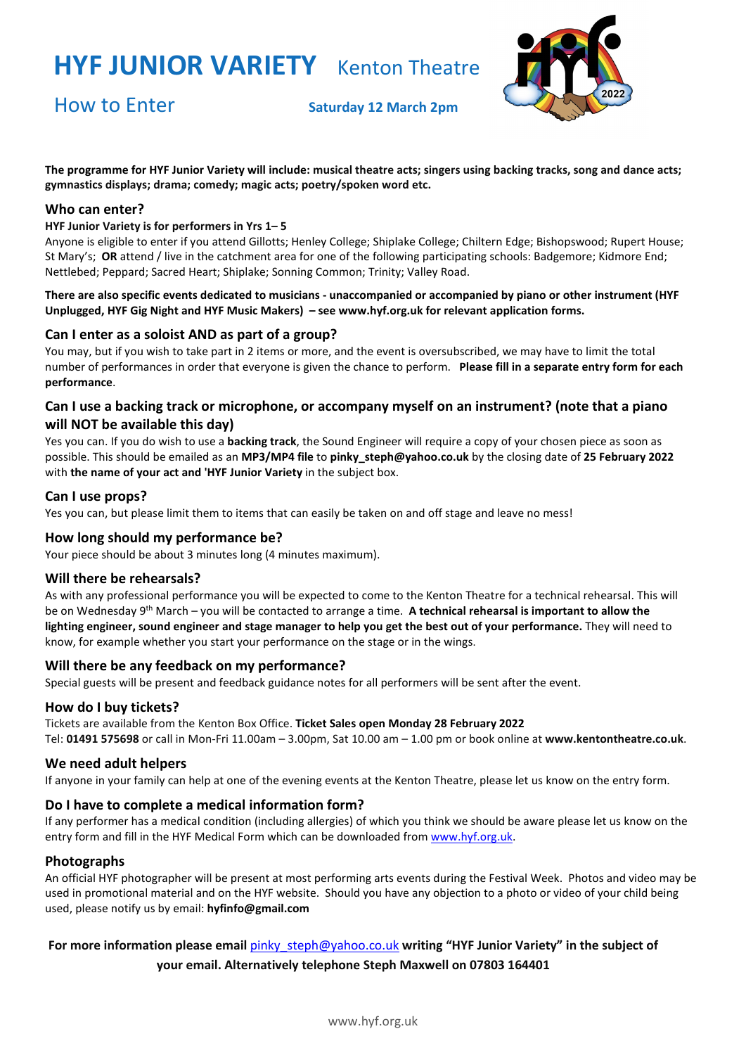# HYF JUNIOR VARIETY Kenton Theatre

## How to Enter

**Saturday 12 March 2pm**

**The programme for HYF Junior Variety will include: musical theatre acts; singers using backing tracks, song and dance acts; gymnastics displays; drama; comedy; magic acts; poetry/spoken word etc.**

### Who can enter?

**HYF Junior Variety is for performers in Yrs 1– 5**

Anyone is eligible to enter if you attend Gillotts; Henley College; Shiplake College; Chiltern Edge; Bishopswood; Rupert House; St Mary's; **OR** attend / live in the catchment area for one of the following participating schools: Badgemore; Kidmore End; Nettlebed; Peppard; Sacred Heart; Shiplake; Sonning Common; Trinity; Valley Road.

**There are also specific events dedicated to musicians - unaccompanied or accompanied by piano or other instrument (HYF Unplugged, HYF Gig Night and HYF Music Makers) – see www.hyf.org.uk for relevant application forms.**

### Can I enter as a soloist AND as part of a group?

You may, but if you wish to take part in 2 items or more, and the event is oversubscribed, we may have to limit the total number of performances in order that everyone is given the chance to perform. **Please fill in a separate entry form for each performance**.

### Can I use a backing track or microphone, or accompany myself on an instrument? (note that a piano will NOT be available this day)

Yes you can. If you do wish to use a **backing track**, the Sound Engineer will require a copy of your chosen piece as soon as possible. This should be emailed as an **MP3/MP4 file** to **pinky_steph@yahoo.co.uk** by the closing date of **25 February 2022** with **the name of your act and 'HYF Junior Variety** in the subject box.

### Can I use props?

Yes you can, but please limit them to items that can easily be taken on and off stage and leave no mess!

### How long should my performance be?

Your piece should be about 3 minutes long (4 minutes maximum).

### Will there be rehearsals?

As with any professional performance you will be expected to come to the Kenton Theatre for a technical rehearsal. This will be on Wednesday 9th March – you will be contacted to arrange a time. **A technical rehearsal is important to allow the lighting engineer, sound engineer and stage manager to help you get the best out of your performance.** They will need to know, for example whether you start your performance on the stage or in the wings.

### Will there be any feedback on my performance?

Special guests will be present and feedback guidance notes for all performers will be sent after the event.

### How do I buy tickets?

Tickets are available from the Kenton Box Office. **Ticket Sales open Monday 28 February 2022**
Tel: **01491 575698** or call in Mon-Fri 11.00am – 3.00pm, Sat 10.00 am – 1.00 pm or book online at **www.kentontheatre.co.uk**.

### We need adult helpers

If anyone in your family can help at one of the evening events at the Kenton Theatre, please let us know on the entry form.

### Do I have to complete a medical information form?

If any performer has a medical condition (including allergies) of which you think we should be aware please let us know on the entry form and fill in the HYF Medical Form which can be downloaded from www.hyf.org.uk.

### Photographs

An official HYF photographer will be present at most performing arts events during the Festival Week. Photos and video may be used in promotional material and on the HYF website. Should you have any objection to a photo or video of your child being used, please notify us by email: **hyfinfo@gmail.com**

**For more information please email pinky_steph@yahoo.co.uk writing "HYF Junior Variety" in the subject of your email. Alternatively telephone Steph Maxwell on 07803 164401**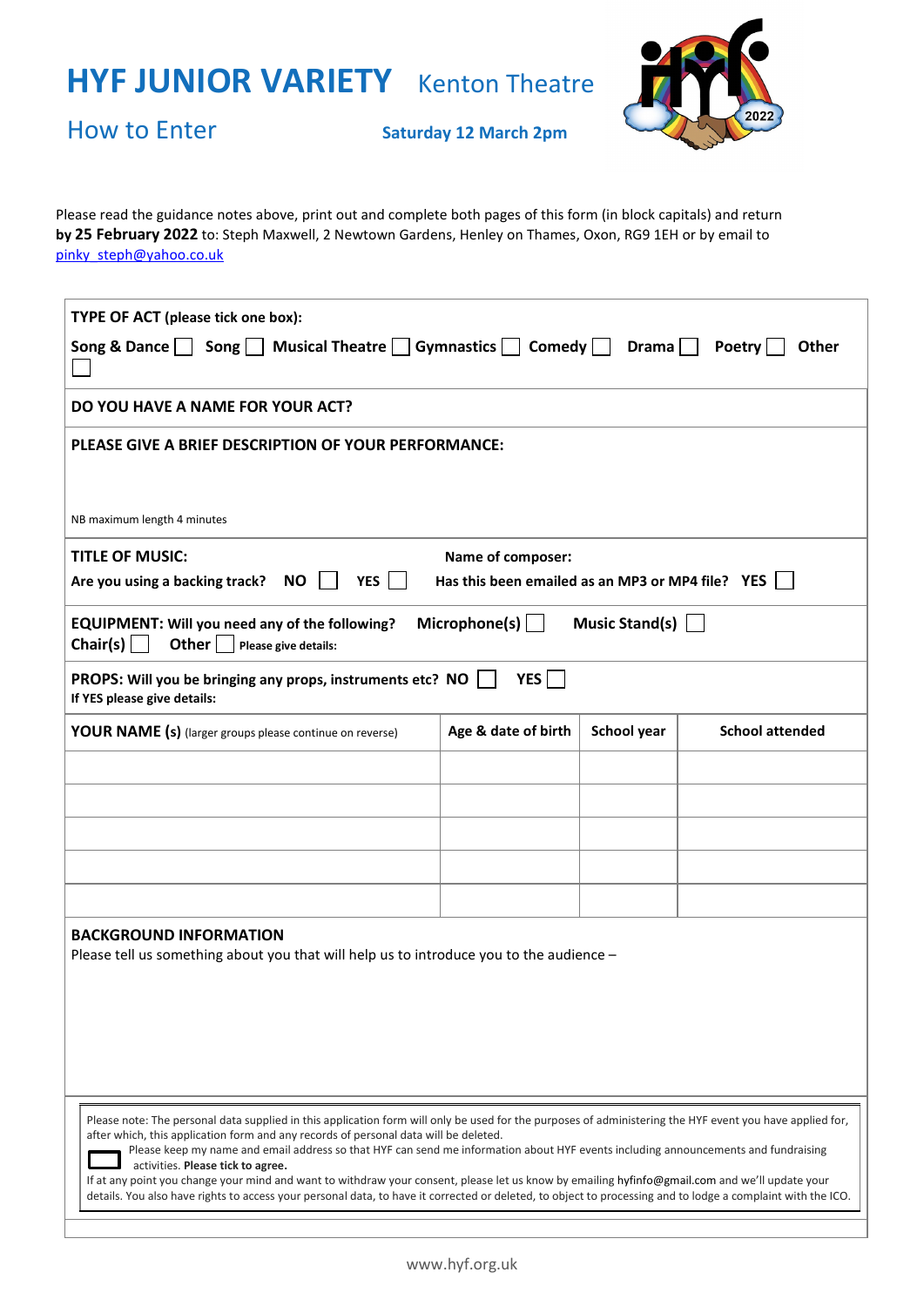# HYF JUNIOR VARIETY Kenton Theatre

## How to Enter

**Saturday 12 March 2pm**

Please read the guidance notes above, print out and complete both pages of this form (in block capitals) and return **by 25 February 2022** to: Steph Maxwell, 2 Newtown Gardens, Henley on Thames, Oxon, RG9 1EH or by email to pinky_steph@yahoo.co.uk

**TYPE OF ACT** (please tick one box):

**Song & Dance** ☐ **Song** ☐ **Musical Theatre** ☐ **Gymnastics** ☐ **Comedy** ☐ **Drama** ☐ **Poetry** ☐ **Other** ☐

**DO YOU HAVE A NAME FOR YOUR ACT?**

**PLEASE GIVE A BRIEF DESCRIPTION OF YOUR PERFORMANCE:**

NB maximum length 4 minutes

**TITLE OF MUSIC:** **Name of composer:**

**Are you using a backing track? NO** ☐ **YES** ☐ **Has this been emailed as an MP3 or MP4 file? YES** ☐

**EQUIPMENT: Will you need any of the following? Microphone(s)** ☐ **Music Stand(s)** ☐ **Chair(s)** ☐ **Other** ☐ **Please give details:**

**PROPS: Will you be bringing any props, instruments etc? NO** ☐ **YES** ☐
**If YES please give details:**

| **YOUR NAME (s)** (larger groups please continue on reverse) | **Age & date of birth** | **School year** | **School attended** |
|---|---|---|---|
| | | | |
| | | | |
| | | | |
| | | | |
| | | | |

**BACKGROUND INFORMATION**

Please tell us something about you that will help us to introduce you to the audience –

Please note: The personal data supplied in this application form will only be used for the purposes of administering the HYF event you have applied for, after which, this application form and any records of personal data will be deleted.

☐ Please keep my name and email address so that HYF can send me information about HYF events including announcements and fundraising activities. **Please tick to agree.**

If at any point you change your mind and want to withdraw your consent, please let us know by emailing hyfinfo@gmail.com and we'll update your details. You also have rights to access your personal data, to have it corrected or deleted, to object to processing and to lodge a complaint with the ICO.

www.hyf.org.uk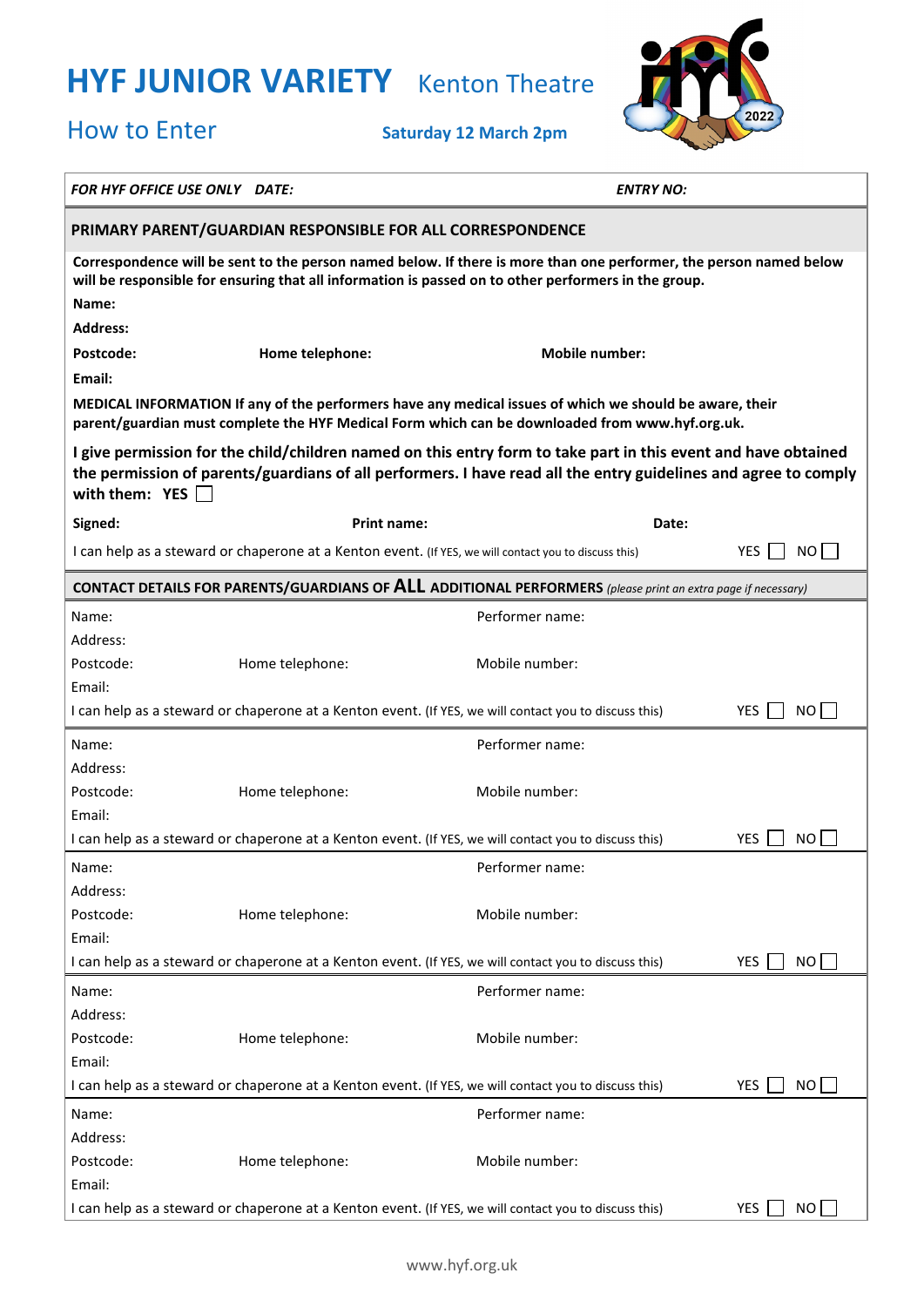# HYF JUNIOR VARIETY Kenton Theatre

## How to Enter

**Saturday 12 March 2pm**

***FOR HYF OFFICE USE ONLY DATE:*** ***ENTRY NO:***

**PRIMARY PARENT/GUARDIAN RESPONSIBLE FOR ALL CORRESPONDENCE**

**Correspondence will be sent to the person named below. If there is more than one performer, the person named below will be responsible for ensuring that all information is passed on to other performers in the group.**

**Name:**

**Address:**

**Postcode:** **Home telephone:** **Mobile number:**

**Email:**

**MEDICAL INFORMATION If any of the performers have any medical issues of which we should be aware, their parent/guardian must complete the HYF Medical Form which can be downloaded from www.hyf.org.uk.**

**I give permission for the child/children named on this entry form to take part in this event and have obtained the permission of parents/guardians of all performers. I have read all the entry guidelines and agree to comply with them: YES ☐**

**Signed:** **Print name:** **Date:**

I can help as a steward or chaperone at a Kenton event. (If YES, we will contact you to discuss this) YES ☐ NO ☐

**CONTACT DETAILS FOR PARENTS/GUARDIANS OF ALL ADDITIONAL PERFORMERS** *(please print an extra page if necessary)*

Name: Performer name:
Address:
Postcode: Home telephone: Mobile number:
Email:
I can help as a steward or chaperone at a Kenton event. (If YES, we will contact you to discuss this) YES ☐ NO ☐

Name: Performer name:
Address:
Postcode: Home telephone: Mobile number:
Email:
I can help as a steward or chaperone at a Kenton event. (If YES, we will contact you to discuss this) YES ☐ NO ☐

Name: Performer name:
Address:
Postcode: Home telephone: Mobile number:
Email:
I can help as a steward or chaperone at a Kenton event. (If YES, we will contact you to discuss this) YES ☐ NO ☐

Name: Performer name:
Address:
Postcode: Home telephone: Mobile number:
Email:
I can help as a steward or chaperone at a Kenton event. (If YES, we will contact you to discuss this) YES ☐ NO ☐

Name: Performer name:
Address:
Postcode: Home telephone: Mobile number:
Email:
I can help as a steward or chaperone at a Kenton event. (If YES, we will contact you to discuss this) YES ☐ NO ☐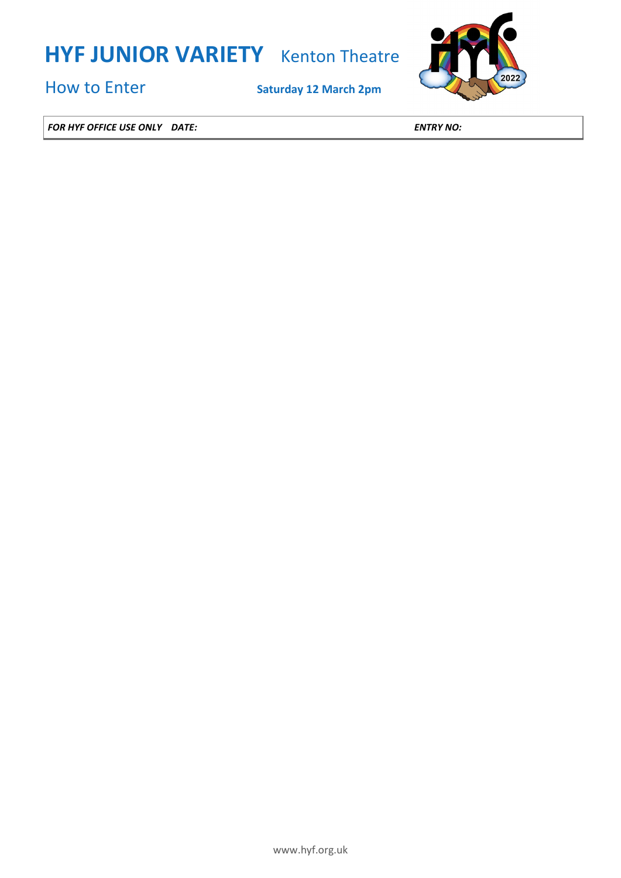# HYF JUNIOR VARIETY Kenton Theatre

## How to Enter

**Saturday 12 March 2pm**

2022

| | |
|---|---|
| ***FOR HYF OFFICE USE ONLY DATE:*** | ***ENTRY NO:*** |

www.hyf.org.uk